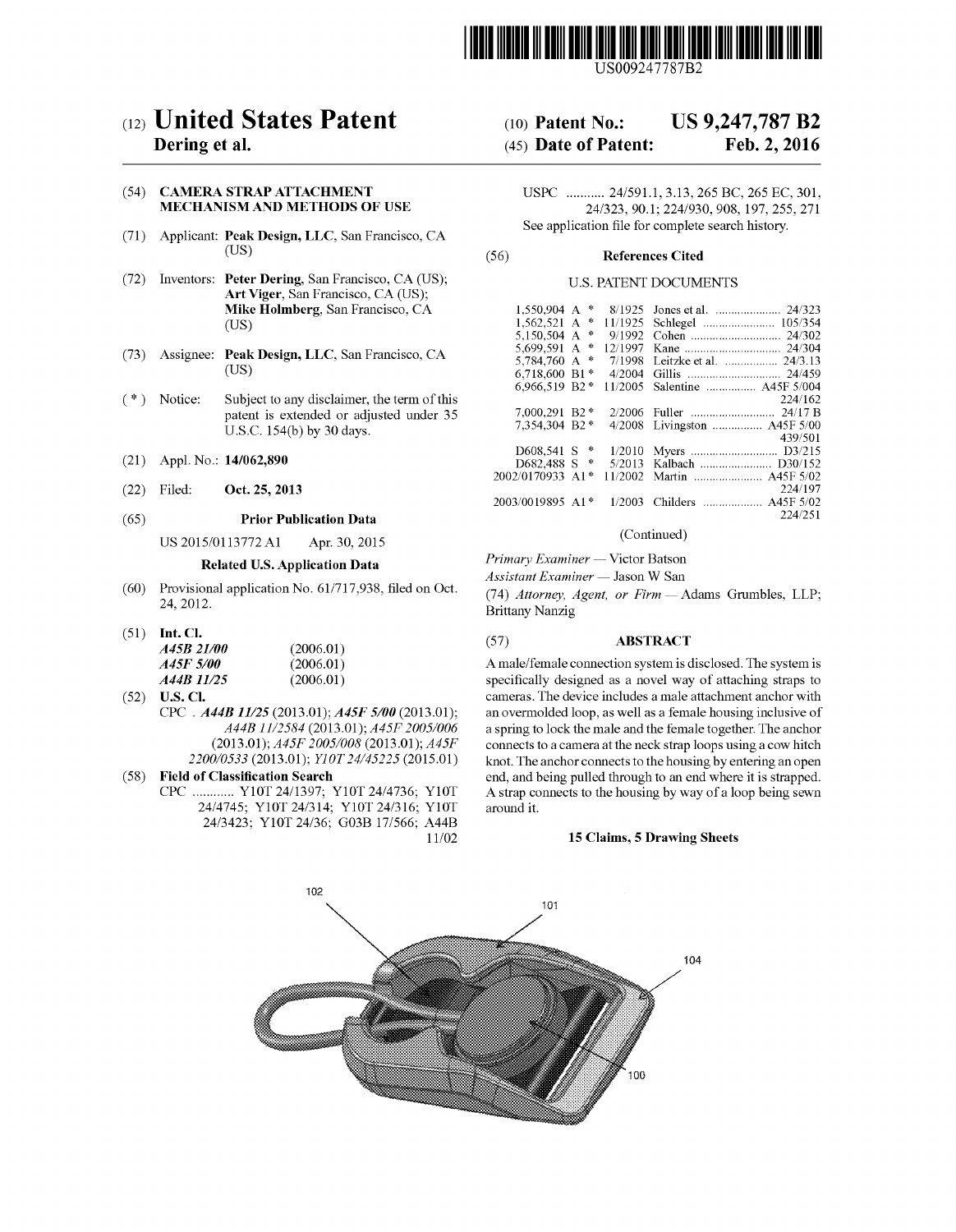US009247787B2

# (12) United States Patent
**Dering et al.**

**(10) Patent No.: US 9,247,787 B2**

**(45) Date of Patent: Feb. 2, 2016**

(54) **CAMERA STRAP ATTACHMENT MECHANISM AND METHODS OF USE**

(71) Applicant: **Peak Design, LLC**, San Francisco, CA (US)

(72) Inventors: **Peter Dering**, San Francisco, CA (US); **Art Viger**, San Francisco, CA (US); **Mike Holmberg**, San Francisco, CA (US)

(73) Assignee: **Peak Design, LLC**, San Francisco, CA (US)

( * ) Notice: Subject to any disclaimer, the term of this patent is extended or adjusted under 35 U.S.C. 154(b) by 30 days.

(21) Appl. No.: **14/062,890**

(22) Filed: **Oct. 25, 2013**

(65) **Prior Publication Data**

US 2015/0113772 A1 Apr. 30, 2015

**Related U.S. Application Data**

(60) Provisional application No. 61/717,938, filed on Oct. 24, 2012.

(51) **Int. Cl.**

| | |
|---|---|
| ***A45B 21/00*** | (2006.01) |
| ***A45F 5/00*** | (2006.01) |
| ***A44B 11/25*** | (2006.01) |

(52) **U.S. Cl.**

CPC . ***A44B 11/25*** (2013.01); ***A45F 5/00*** (2013.01); *A44B 11/2584* (2013.01); *A45F 2005/006* (2013.01); *A45F 2005/008* (2013.01); *A45F 2200/0533* (2013.01); *Y10T 24/45225* (2015.01)

(58) **Field of Classification Search**

CPC ............ Y10T 24/1397; Y10T 24/4736; Y10T 24/4745; Y10T 24/314; Y10T 24/316; Y10T 24/3423; Y10T 24/36; G03B 17/566; A44B 11/02

USPC ........... 24/591.1, 3.13, 265 BC, 265 EC, 301, 24/323, 90.1; 224/930, 908, 197, 255, 271

See application file for complete search history.

(56) **References Cited**

U.S. PATENT DOCUMENTS

| | | | |
|---|---|---|---|
| 1,550,904 A * | 8/1925 | Jones et al. | 24/323 |
| 1,562,521 A * | 11/1925 | Schlegel | 105/354 |
| 5,150,504 A * | 9/1992 | Cohen | 24/302 |
| 5,699,591 A * | 12/1997 | Kane | 24/304 |
| 5,784,760 A * | 7/1998 | Leitzke et al. | 24/3.13 |
| 6,718,600 B1 * | 4/2004 | Gillis | 24/459 |
| 6,966,519 B2 * | 11/2005 | Salentine | A45F 5/004 224/162 |
| 7,000,291 B2 * | 2/2006 | Fuller | 24/17 B |
| 7,354,304 B2 * | 4/2008 | Livingston | A45F 5/00 439/501 |
| D608,541 S * | 1/2010 | Myers | D3/215 |
| D682,488 S * | 5/2013 | Kalbach | D30/152 |
| 2002/0170933 A1 * | 11/2002 | Martin | A45F 5/02 224/197 |
| 2003/0019895 A1 * | 1/2003 | Childers | A45F 5/02 224/251 |

(Continued)

*Primary Examiner* — Victor Batson

*Assistant Examiner* — Jason W San

(74) *Attorney, Agent, or Firm* — Adams Grumbles, LLP; Brittany Nanzig

(57) **ABSTRACT**

A male/female connection system is disclosed. The system is specifically designed as a novel way of attaching straps to cameras. The device includes a male attachment anchor with an overmolded loop, as well as a female housing inclusive of a spring to lock the male and the female together. The anchor connects to a camera at the neck strap loops using a cow hitch knot. The anchor connects to the housing by entering an open end, and being pulled through to an end where it is strapped. A strap connects to the housing by way of a loop being sewn around it.

**15 Claims, 5 Drawing Sheets**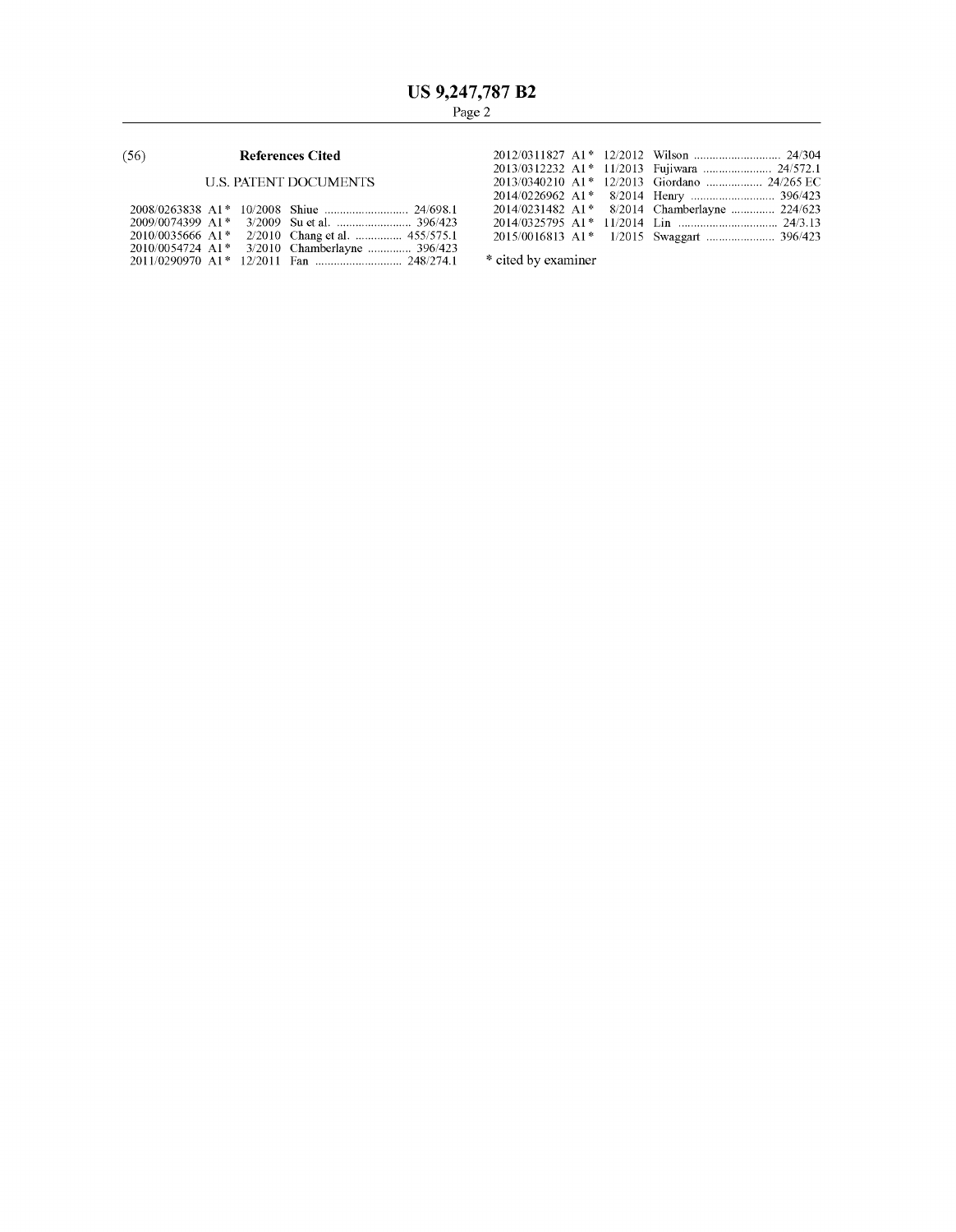(56) **References Cited**

U.S. PATENT DOCUMENTS

2008/0263838 A1* 10/2008 Shiue .......................... 24/698.1
2009/0074399 A1* 3/2009 Su et al. ........................ 396/423
2010/0035666 A1* 2/2010 Chang et al. ............... 455/575.1
2010/0054724 A1* 3/2010 Chamberlayne .............. 396/423
2011/0290970 A1* 12/2011 Fan ............................ 248/274.1
2012/0311827 A1* 12/2012 Wilson ............................ 24/304
2013/0312232 A1* 11/2013 Fujiwara ...................... 24/572.1
2013/0340210 A1* 12/2013 Giordano .................. 24/265 EC
2014/0226962 A1* 8/2014 Henry ........................... 396/423
2014/0231482 A1* 8/2014 Chamberlayne .............. 224/623
2014/0325795 A1* 11/2014 Lin ................................ 24/3.13
2015/0016813 A1* 1/2015 Swaggart ...................... 396/423

\* cited by examiner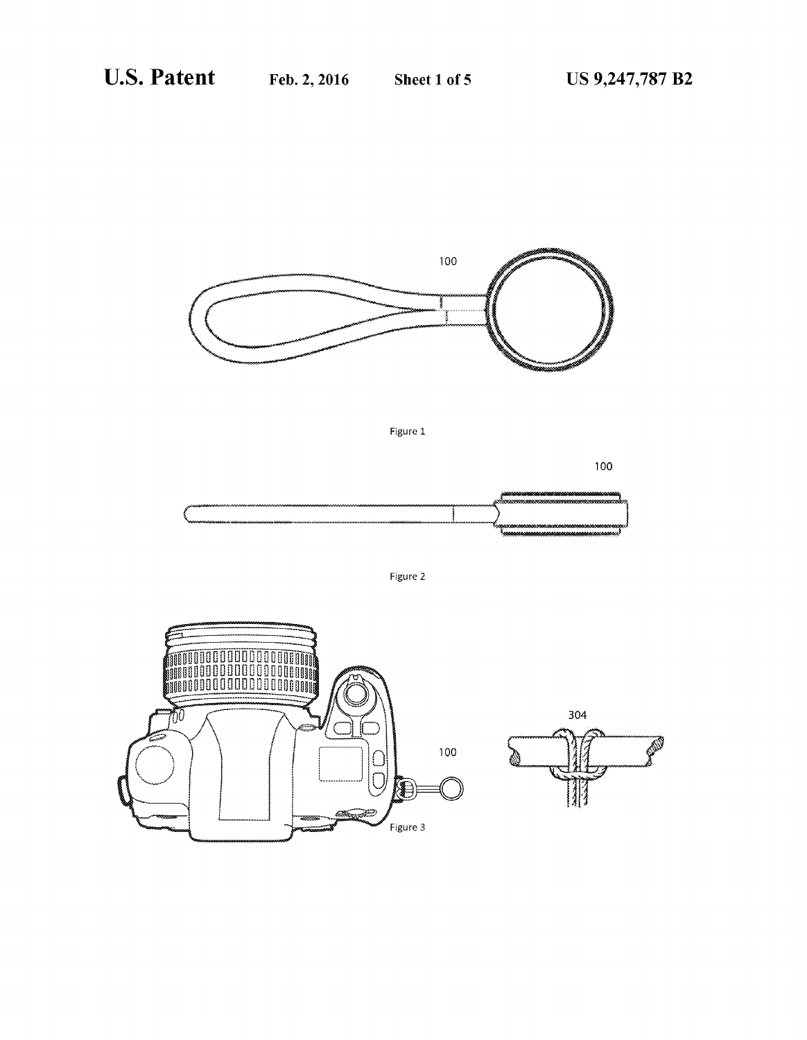100

Figure 1

100

Figure 2

304

100

Figure 3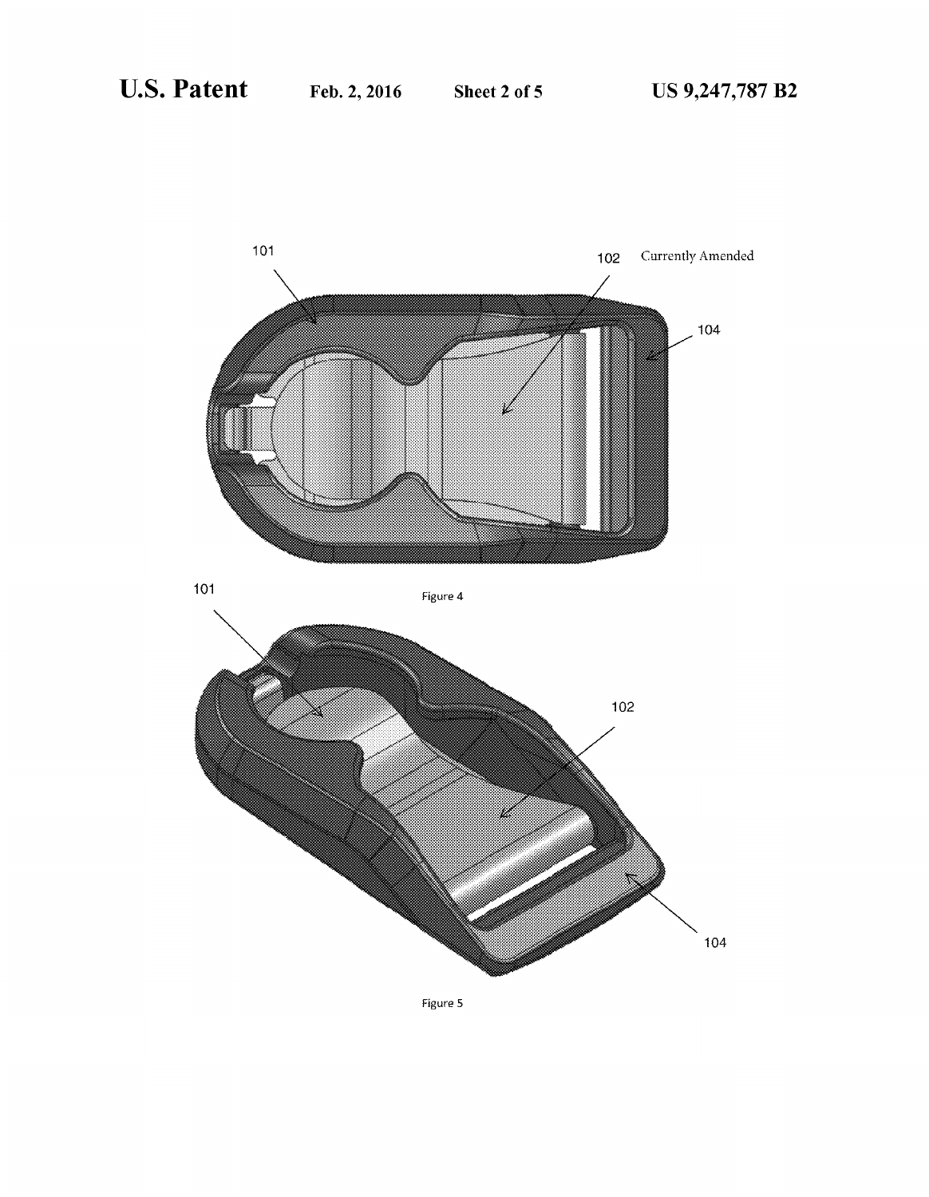Currently Amended

101

102

104

Figure 4

101

102

104

Figure 5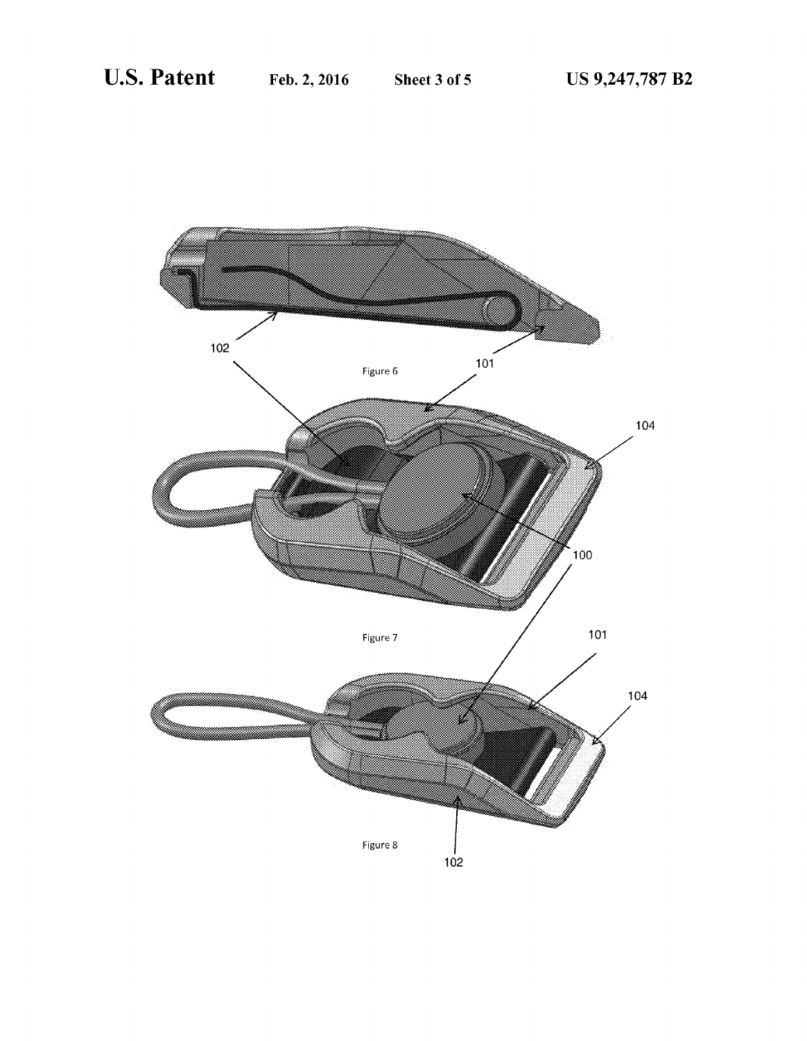Figure 6

Figure 7

Figure 8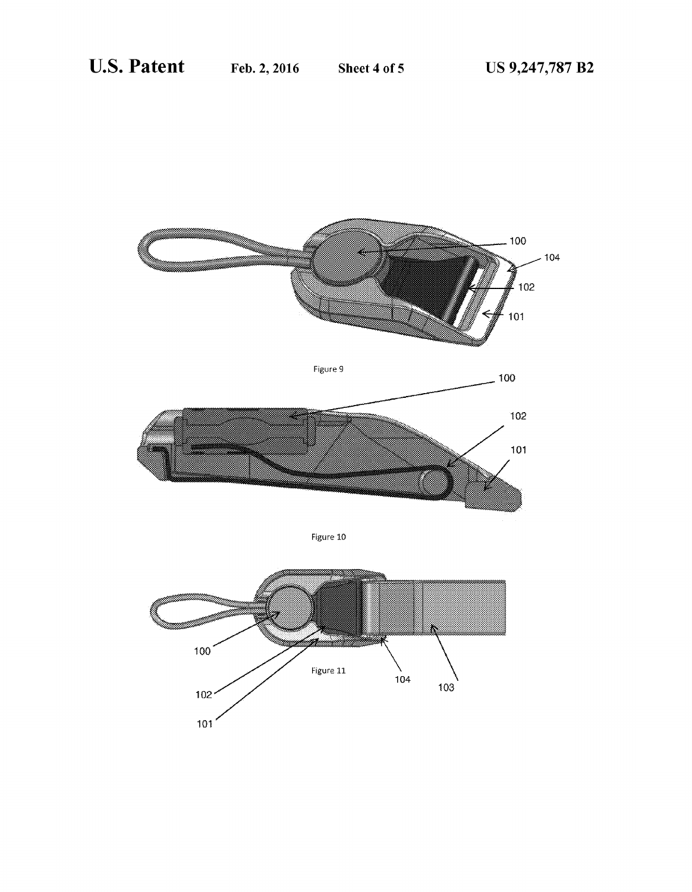Figure 9

Figure 10

Figure 11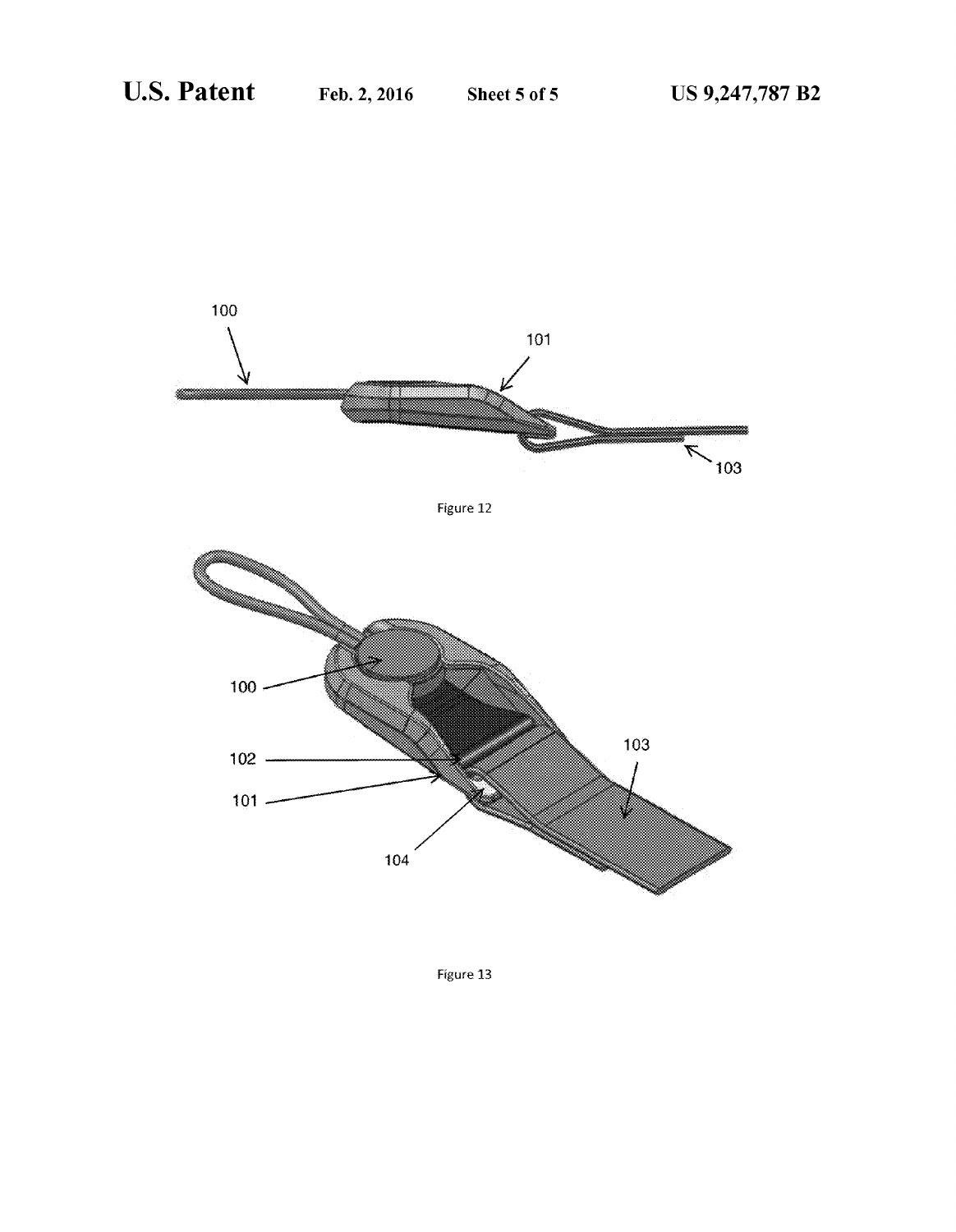Figure 12

Figure 13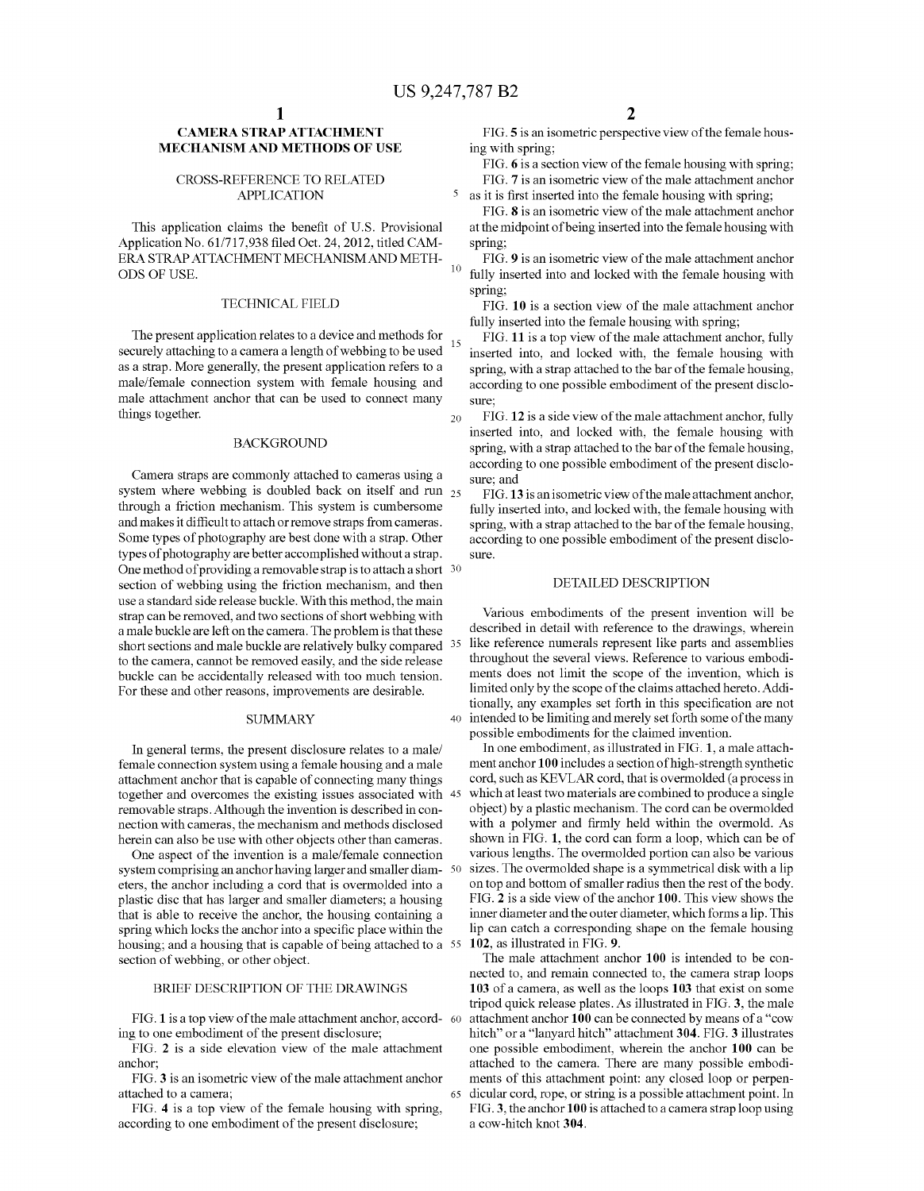# CAMERA STRAP ATTACHMENT MECHANISM AND METHODS OF USE

## CROSS-REFERENCE TO RELATED APPLICATION

This application claims the benefit of U.S. Provisional Application No. 61/717,938 filed Oct. 24, 2012, titled CAMERA STRAP ATTACHMENT MECHANISM AND METHODS OF USE.

## TECHNICAL FIELD

The present application relates to a device and methods for securely attaching to a camera a length of webbing to be used as a strap. More generally, the present application refers to a male/female connection system with female housing and male attachment anchor that can be used to connect many things together.

## BACKGROUND

Camera straps are commonly attached to cameras using a system where webbing is doubled back on itself and run through a friction mechanism. This system is cumbersome and makes it difficult to attach or remove straps from cameras. Some types of photography are best done with a strap. Other types of photography are better accomplished without a strap. One method of providing a removable strap is to attach a short section of webbing using the friction mechanism, and then use a standard side release buckle. With this method, the main strap can be removed, and two sections of short webbing with a male buckle are left on the camera. The problem is that these short sections and male buckle are relatively bulky compared to the camera, cannot be removed easily, and the side release buckle can be accidentally released with too much tension. For these and other reasons, improvements are desirable.

## SUMMARY

In general terms, the present disclosure relates to a male/female connection system using a female housing and a male attachment anchor that is capable of connecting many things together and overcomes the existing issues associated with removable straps. Although the invention is described in connection with cameras, the mechanism and methods disclosed herein can also be use with other objects other than cameras.

One aspect of the invention is a male/female connection system comprising an anchor having larger and smaller diameters, the anchor including a cord that is overmolded into a plastic disc that has larger and smaller diameters; a housing that is able to receive the anchor, the housing containing a spring which locks the anchor into a specific place within the housing; and a housing that is capable of being attached to a section of webbing, or other object.

## BRIEF DESCRIPTION OF THE DRAWINGS

FIG. **1** is a top view of the male attachment anchor, according to one embodiment of the present disclosure;

FIG. **2** is a side elevation view of the male attachment anchor;

FIG. **3** is an isometric view of the male attachment anchor attached to a camera;

FIG. **4** is a top view of the female housing with spring, according to one embodiment of the present disclosure;

FIG. **5** is an isometric perspective view of the female housing with spring;

FIG. **6** is a section view of the female housing with spring;

FIG. **7** is an isometric view of the male attachment anchor as it is first inserted into the female housing with spring;

FIG. **8** is an isometric view of the male attachment anchor at the midpoint of being inserted into the female housing with spring;

FIG. **9** is an isometric view of the male attachment anchor fully inserted into and locked with the female housing with spring;

FIG. **10** is a section view of the male attachment anchor fully inserted into the female housing with spring;

FIG. **11** is a top view of the male attachment anchor, fully inserted into, and locked with, the female housing with spring, with a strap attached to the bar of the female housing, according to one possible embodiment of the present disclosure;

FIG. **12** is a side view of the male attachment anchor, fully inserted into, and locked with, the female housing with spring, with a strap attached to the bar of the female housing, according to one possible embodiment of the present disclosure; and

FIG. **13** is an isometric view of the male attachment anchor, fully inserted into, and locked with, the female housing with spring, with a strap attached to the bar of the female housing, according to one possible embodiment of the present disclosure.

## DETAILED DESCRIPTION

Various embodiments of the present invention will be described in detail with reference to the drawings, wherein like reference numerals represent like parts and assemblies throughout the several views. Reference to various embodiments does not limit the scope of the invention, which is limited only by the scope of the claims attached hereto. Additionally, any examples set forth in this specification are not intended to be limiting and merely set forth some of the many possible embodiments for the claimed invention.

In one embodiment, as illustrated in FIG. **1**, a male attachment anchor **100** includes a section of high-strength synthetic cord, such as KEVLAR cord, that is overmolded (a process in which at least two materials are combined to produce a single object) by a plastic mechanism. The cord can be overmolded with a polymer and firmly held within the overmold. As shown in FIG. **1**, the cord can form a loop, which can be of various lengths. The overmolded portion can also be various sizes. The overmolded shape is a symmetrical disk with a lip on top and bottom of smaller radius then the rest of the body. FIG. **2** is a side view of the anchor **100**. This view shows the inner diameter and the outer diameter, which forms a lip. This lip can catch a corresponding shape on the female housing **102**, as illustrated in FIG. **9**.

The male attachment anchor **100** is intended to be connected to, and remain connected to, the camera strap loops **103** of a camera, as well as the loops **103** that exist on some tripod quick release plates. As illustrated in FIG. **3**, the male attachment anchor **100** can be connected by means of a "cow hitch" or a "lanyard hitch" attachment **304**. FIG. **3** illustrates one possible embodiment, wherein the anchor **100** can be attached to the camera. There are many possible embodiments of this attachment point: any closed loop or perpendicular cord, rope, or string is a possible attachment point. In FIG. **3**, the anchor **100** is attached to a camera strap loop using a cow-hitch knot **304**.